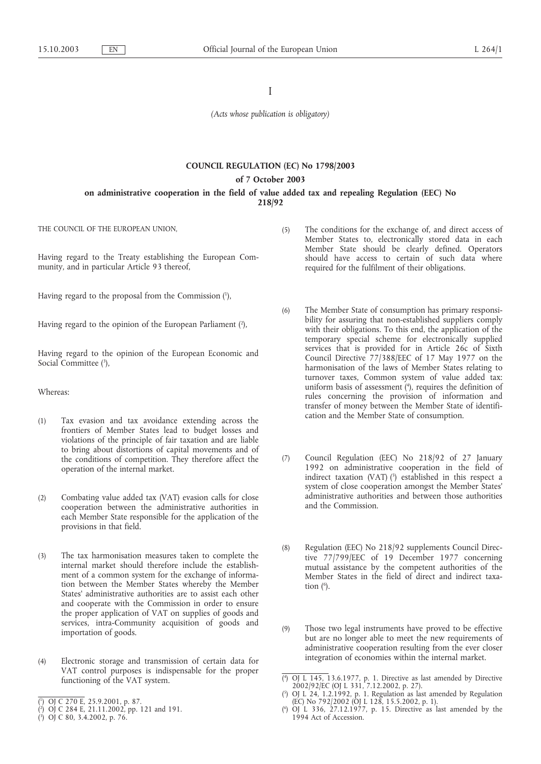I

*(Acts whose publication is obligatory)*

# COUNCIL REGULATION (EC) No 1798/2003

## of 7 October 2003

## on administrative cooperation in the field of value added tax and repealing Regulation (EEC) No 218/92

THE COUNCIL OF THE EUROPEAN UNION,

Having regard to the Treaty establishing the European Community, and in particular Article 93 thereof,

Having regard to the proposal from the Commission [1],

Having regard to the opinion of the European Parliament [2],

Having regard to the opinion of the European Economic and Social Committee [3],

Whereas:

(1) Tax evasion and tax avoidance extending across the frontiers of Member States lead to budget losses and violations of the principle of fair taxation and are liable to bring about distortions of capital movements and of the conditions of competition. They therefore affect the operation of the internal market.

(2) Combating value added tax (VAT) evasion calls for close cooperation between the administrative authorities in each Member State responsible for the application of the provisions in that field.

(3) The tax harmonisation measures taken to complete the internal market should therefore include the establishment of a common system for the exchange of information between the Member States whereby the Member States' administrative authorities are to assist each other and cooperate with the Commission in order to ensure the proper application of VAT on supplies of goods and services, intra-Community acquisition of goods and importation of goods.

(4) Electronic storage and transmission of certain data for VAT control purposes is indispensable for the proper functioning of the VAT system.

(5) The conditions for the exchange of, and direct access of Member States to, electronically stored data in each Member State should be clearly defined. Operators should have access to certain of such data where required for the fulfilment of their obligations.

(6) The Member State of consumption has primary responsibility for assuring that non-established suppliers comply with their obligations. To this end, the application of the temporary special scheme for electronically supplied services that is provided for in Article 26c of Sixth Council Directive 77/388/EEC of 17 May 1977 on the harmonisation of the laws of Member States relating to turnover taxes, Common system of value added tax: uniform basis of assessment [4], requires the definition of rules concerning the provision of information and transfer of money between the Member State of identification and the Member State of consumption.

(7) Council Regulation (EEC) No 218/92 of 27 January 1992 on administrative cooperation in the field of indirect taxation (VAT) [5] established in this respect a system of close cooperation amongst the Member States' administrative authorities and between those authorities and the Commission.

(8) Regulation (EEC) No 218/92 supplements Council Directive 77/799/EEC of 19 December 1977 concerning mutual assistance by the competent authorities of the Member States in the field of direct and indirect taxation [6].

(9) Those two legal instruments have proved to be effective but are no longer able to meet the new requirements of administrative cooperation resulting from the ever closer integration of economies within the internal market.

---

[1] OJ C 270 E, 25.9.2001, p. 87.

[2] OJ C 284 E, 21.11.2002, pp. 121 and 191.

[3] OJ C 80, 3.4.2002, p. 76.

[4] OJ L 145, 13.6.1977, p. 1. Directive as last amended by Directive 2002/92/EC (OJ L 331, 7.12.2002, p. 27).

[5] OJ L 24, 1.2.1992, p. 1. Regulation as last amended by Regulation (EC) No 792/2002 (OJ L 128, 15.5.2002, p. 1).

[6] OJ L 336, 27.12.1977, p. 15. Directive as last amended by the 1994 Act of Accession.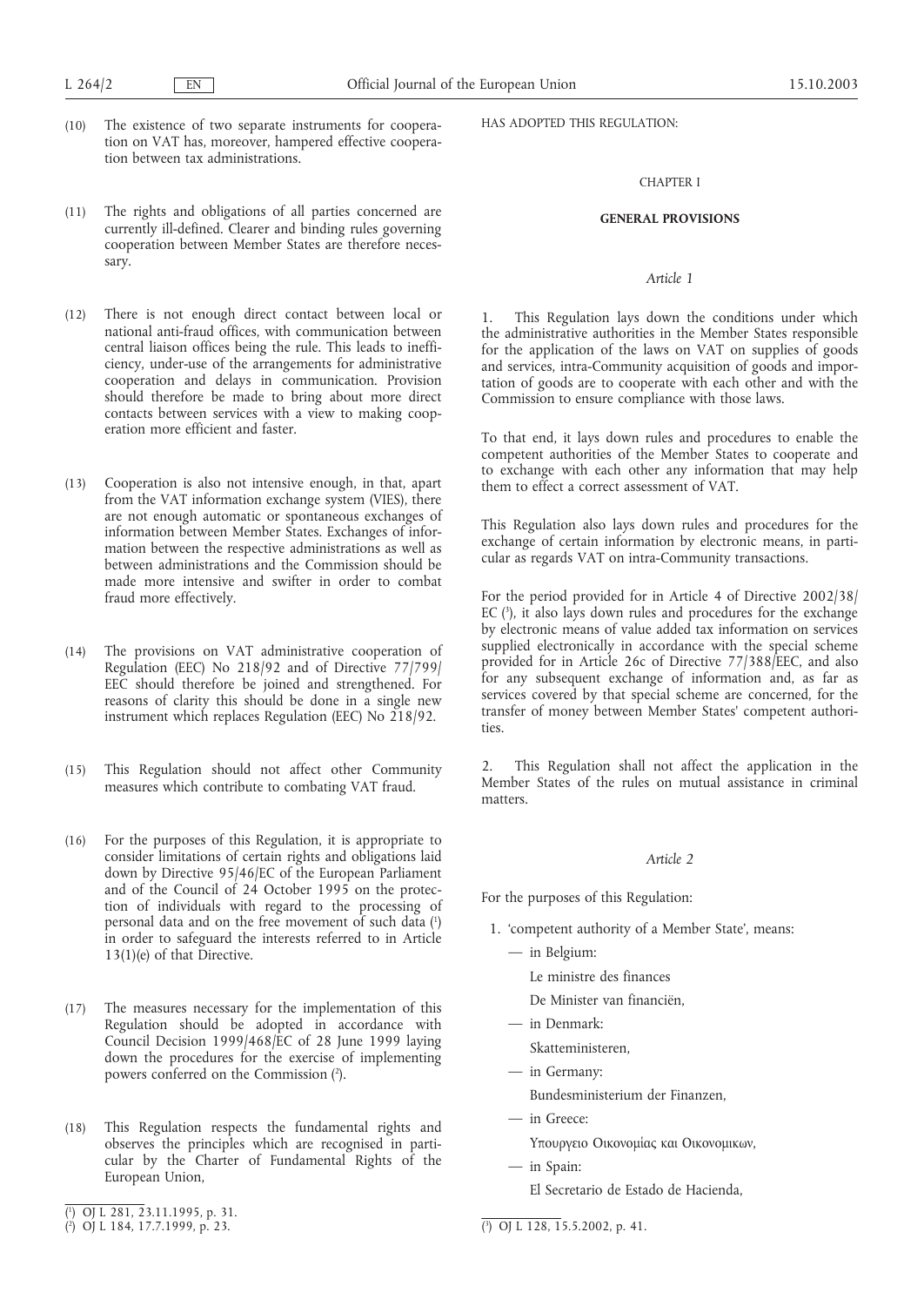(10) The existence of two separate instruments for cooperation on VAT has, moreover, hampered effective cooperation between tax administrations.

(11) The rights and obligations of all parties concerned are currently ill-defined. Clearer and binding rules governing cooperation between Member States are therefore necessary.

(12) There is not enough direct contact between local or national anti-fraud offices, with communication between central liaison offices being the rule. This leads to inefficiency, under-use of the arrangements for administrative cooperation and delays in communication. Provision should therefore be made to bring about more direct contacts between services with a view to making cooperation more efficient and faster.

(13) Cooperation is also not intensive enough, in that, apart from the VAT information exchange system (VIES), there are not enough automatic or spontaneous exchanges of information between Member States. Exchanges of information between the respective administrations as well as between administrations and the Commission should be made more intensive and swifter in order to combat fraud more effectively.

(14) The provisions on VAT administrative cooperation of Regulation (EEC) No 218/92 and of Directive 77/799/EEC should therefore be joined and strengthened. For reasons of clarity this should be done in a single new instrument which replaces Regulation (EEC) No 218/92.

(15) This Regulation should not affect other Community measures which contribute to combating VAT fraud.

(16) For the purposes of this Regulation, it is appropriate to consider limitations of certain rights and obligations laid down by Directive 95/46/EC of the European Parliament and of the Council of 24 October 1995 on the protection of individuals with regard to the processing of personal data and on the free movement of such data [1] in order to safeguard the interests referred to in Article 13(1)(e) of that Directive.

(17) The measures necessary for the implementation of this Regulation should be adopted in accordance with Council Decision 1999/468/EC of 28 June 1999 laying down the procedures for the exercise of implementing powers conferred on the Commission [2].

(18) This Regulation respects the fundamental rights and observes the principles which are recognised in particular by the Charter of Fundamental Rights of the European Union,

[1] OJ L 281, 23.11.1995, p. 31.

[2] OJ L 184, 17.7.1999, p. 23.

HAS ADOPTED THIS REGULATION:

## CHAPTER I

## GENERAL PROVISIONS

### *Article 1*

1. This Regulation lays down the conditions under which the administrative authorities in the Member States responsible for the application of the laws on VAT on supplies of goods and services, intra-Community acquisition of goods and importation of goods are to cooperate with each other and with the Commission to ensure compliance with those laws.

To that end, it lays down rules and procedures to enable the competent authorities of the Member States to cooperate and to exchange with each other any information that may help them to effect a correct assessment of VAT.

This Regulation also lays down rules and procedures for the exchange of certain information by electronic means, in particular as regards VAT on intra-Community transactions.

For the period provided for in Article 4 of Directive 2002/38/EC [3], it also lays down rules and procedures for the exchange by electronic means of value added tax information on services supplied electronically in accordance with the special scheme provided for in Article 26c of Directive 77/388/EEC, and also for any subsequent exchange of information and, as far as services covered by that special scheme are concerned, for the transfer of money between Member States' competent authorities.

2. This Regulation shall not affect the application in the Member States of the rules on mutual assistance in criminal matters.

### *Article 2*

For the purposes of this Regulation:

1. 'competent authority of a Member State', means:
   - in Belgium:
     
     Le ministre des finances
     
     De Minister van financiën,
   - in Denmark:
     
     Skatteministeren,
   - in Germany:
     
     Bundesministerium der Finanzen,
   - in Greece:
     
     Υπουργειο Οικονομίας και Οικονομικών,
   - in Spain:
     
     El Secretario de Estado de Hacienda,

[3] OJ L 128, 15.5.2002, p. 41.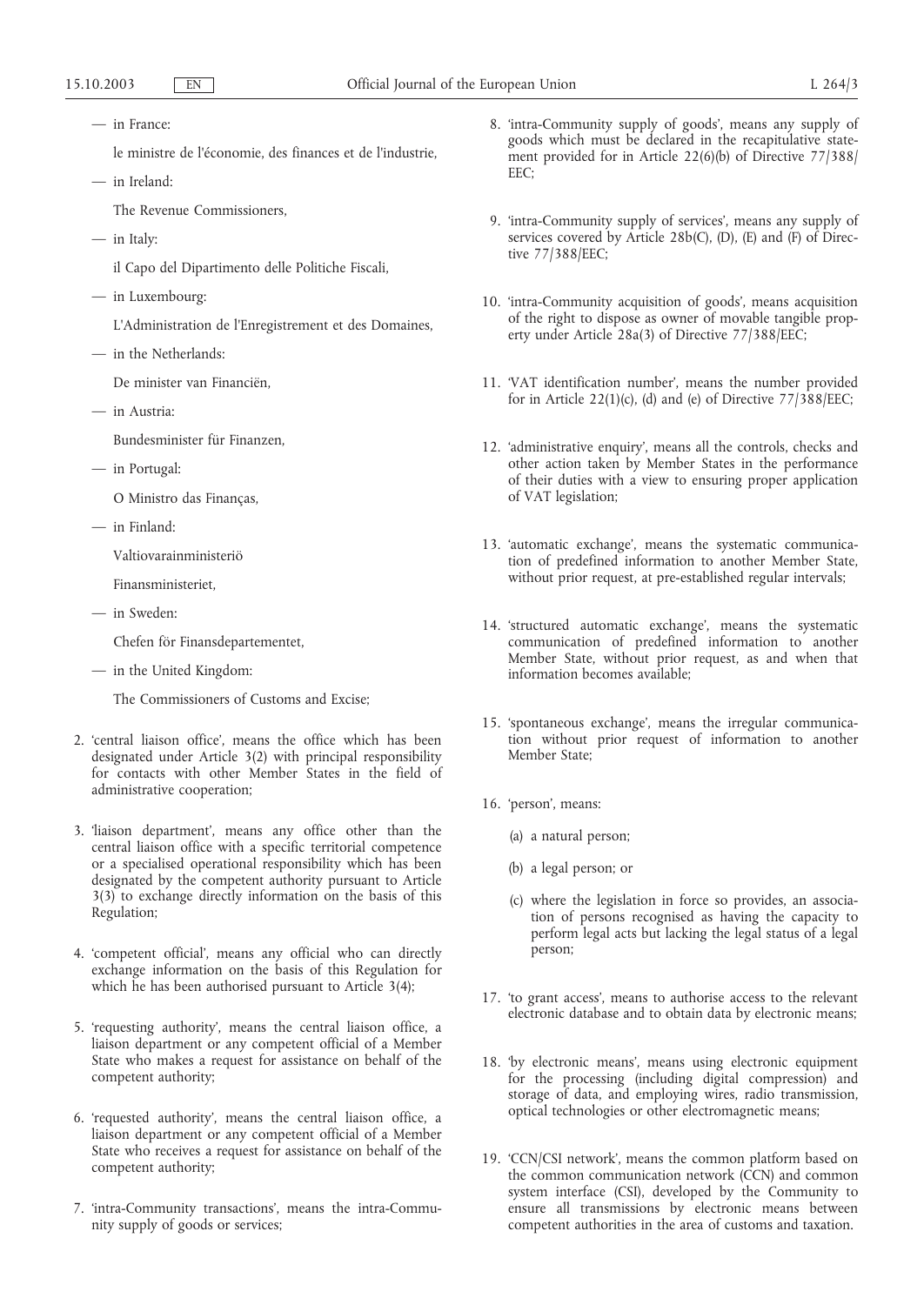— in France:

le ministre de l'économie, des finances et de l'industrie,

— in Ireland:

The Revenue Commissioners,

— in Italy:

il Capo del Dipartimento delle Politiche Fiscali,

— in Luxembourg:

L'Administration de l'Enregistrement et des Domaines,

— in the Netherlands:

De minister van Financiën,

— in Austria:

Bundesminister für Finanzen,

— in Portugal:

O Ministro das Finanças,

— in Finland:

Valtiovarainministeriö

Finansministeriet,

— in Sweden:

Chefen för Finansdepartementet,

— in the United Kingdom:

The Commissioners of Customs and Excise;

2. 'central liaison office', means the office which has been designated under Article 3(2) with principal responsibility for contacts with other Member States in the field of administrative cooperation;

3. 'liaison department', means any office other than the central liaison office with a specific territorial competence or a specialised operational responsibility which has been designated by the competent authority pursuant to Article 3(3) to exchange directly information on the basis of this Regulation;

4. 'competent official', means any official who can directly exchange information on the basis of this Regulation for which he has been authorised pursuant to Article 3(4);

5. 'requesting authority', means the central liaison office, a liaison department or any competent official of a Member State who makes a request for assistance on behalf of the competent authority;

6. 'requested authority', means the central liaison office, a liaison department or any competent official of a Member State who receives a request for assistance on behalf of the competent authority;

7. 'intra-Community transactions', means the intra-Community supply of goods or services;

8. 'intra-Community supply of goods', means any supply of goods which must be declared in the recapitulative statement provided for in Article 22(6)(b) of Directive 77/388/EEC;

9. 'intra-Community supply of services', means any supply of services covered by Article 28b(C), (D), (E) and (F) of Directive 77/388/EEC;

10. 'intra-Community acquisition of goods', means acquisition of the right to dispose as owner of movable tangible property under Article 28a(3) of Directive 77/388/EEC;

11. 'VAT identification number', means the number provided for in Article 22(1)(c), (d) and (e) of Directive 77/388/EEC;

12. 'administrative enquiry', means all the controls, checks and other action taken by Member States in the performance of their duties with a view to ensuring proper application of VAT legislation;

13. 'automatic exchange', means the systematic communication of predefined information to another Member State, without prior request, at pre-established regular intervals;

14. 'structured automatic exchange', means the systematic communication of predefined information to another Member State, without prior request, as and when that information becomes available;

15. 'spontaneous exchange', means the irregular communication without prior request of information to another Member State;

16. 'person', means:

   (a) a natural person;

   (b) a legal person; or

   (c) where the legislation in force so provides, an association of persons recognised as having the capacity to perform legal acts but lacking the legal status of a legal person;

17. 'to grant access', means to authorise access to the relevant electronic database and to obtain data by electronic means;

18. 'by electronic means', means using electronic equipment for the processing (including digital compression) and storage of data, and employing wires, radio transmission, optical technologies or other electromagnetic means;

19. 'CCN/CSI network', means the common platform based on the common communication network (CCN) and common system interface (CSI), developed by the Community to ensure all transmissions by electronic means between competent authorities in the area of customs and taxation.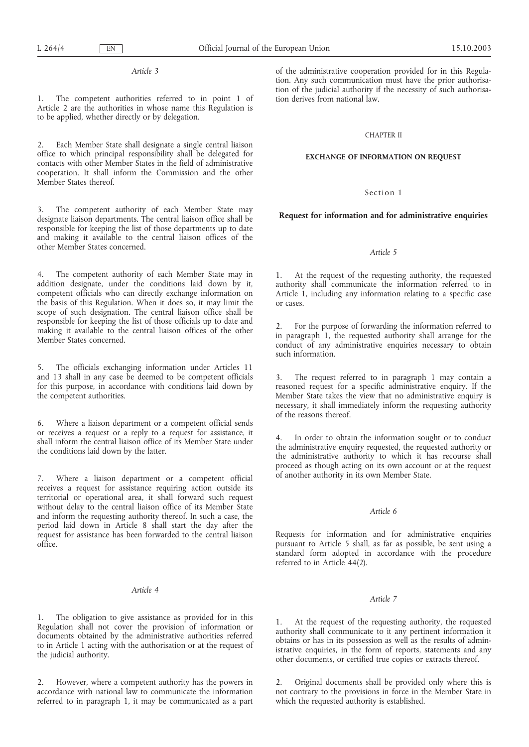*Article 3*

1. The competent authorities referred to in point 1 of Article 2 are the authorities in whose name this Regulation is to be applied, whether directly or by delegation.

2. Each Member State shall designate a single central liaison office to which principal responsibility shall be delegated for contacts with other Member States in the field of administrative cooperation. It shall inform the Commission and the other Member States thereof.

3. The competent authority of each Member State may designate liaison departments. The central liaison office shall be responsible for keeping the list of those departments up to date and making it available to the central liaison offices of the other Member States concerned.

4. The competent authority of each Member State may in addition designate, under the conditions laid down by it, competent officials who can directly exchange information on the basis of this Regulation. When it does so, it may limit the scope of such designation. The central liaison office shall be responsible for keeping the list of those officials up to date and making it available to the central liaison offices of the other Member States concerned.

5. The officials exchanging information under Articles 11 and 13 shall in any case be deemed to be competent officials for this purpose, in accordance with conditions laid down by the competent authorities.

6. Where a liaison department or a competent official sends or receives a request or a reply to a request for assistance, it shall inform the central liaison office of its Member State under the conditions laid down by the latter.

7. Where a liaison department or a competent official receives a request for assistance requiring action outside its territorial or operational area, it shall forward such request without delay to the central liaison office of its Member State and inform the requesting authority thereof. In such a case, the period laid down in Article 8 shall start the day after the request for assistance has been forwarded to the central liaison office.

*Article 4*

1. The obligation to give assistance as provided for in this Regulation shall not cover the provision of information or documents obtained by the administrative authorities referred to in Article 1 acting with the authorisation or at the request of the judicial authority.

2. However, where a competent authority has the powers in accordance with national law to communicate the information referred to in paragraph 1, it may be communicated as a part of the administrative cooperation provided for in this Regulation. Any such communication must have the prior authorisation of the judicial authority if the necessity of such authorisation derives from national law.

CHAPTER II

## EXCHANGE OF INFORMATION ON REQUEST

Section 1

### Request for information and for administrative enquiries

*Article 5*

1. At the request of the requesting authority, the requested authority shall communicate the information referred to in Article 1, including any information relating to a specific case or cases.

2. For the purpose of forwarding the information referred to in paragraph 1, the requested authority shall arrange for the conduct of any administrative enquiries necessary to obtain such information.

3. The request referred to in paragraph 1 may contain a reasoned request for a specific administrative enquiry. If the Member State takes the view that no administrative enquiry is necessary, it shall immediately inform the requesting authority of the reasons thereof.

4. In order to obtain the information sought or to conduct the administrative enquiry requested, the requested authority or the administrative authority to which it has recourse shall proceed as though acting on its own account or at the request of another authority in its own Member State.

*Article 6*

Requests for information and for administrative enquiries pursuant to Article 5 shall, as far as possible, be sent using a standard form adopted in accordance with the procedure referred to in Article 44(2).

*Article 7*

1. At the request of the requesting authority, the requested authority shall communicate to it any pertinent information it obtains or has in its possession as well as the results of administrative enquiries, in the form of reports, statements and any other documents, or certified true copies or extracts thereof.

2. Original documents shall be provided only where this is not contrary to the provisions in force in the Member State in which the requested authority is established.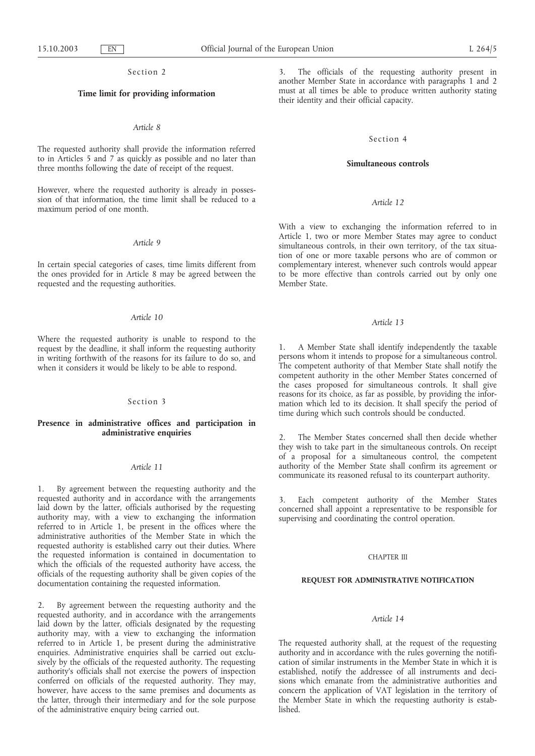Section 2

**Time limit for providing information**

*Article 8*

The requested authority shall provide the information referred to in Articles 5 and 7 as quickly as possible and no later than three months following the date of receipt of the request.

However, where the requested authority is already in possession of that information, the time limit shall be reduced to a maximum period of one month.

*Article 9*

In certain special categories of cases, time limits different from the ones provided for in Article 8 may be agreed between the requested and the requesting authorities.

*Article 10*

Where the requested authority is unable to respond to the request by the deadline, it shall inform the requesting authority in writing forthwith of the reasons for its failure to do so, and when it considers it would be likely to be able to respond.

Section 3

**Presence in administrative offices and participation in administrative enquiries**

*Article 11*

1. By agreement between the requesting authority and the requested authority and in accordance with the arrangements laid down by the latter, officials authorised by the requesting authority may, with a view to exchanging the information referred to in Article 1, be present in the offices where the administrative authorities of the Member State in which the requested authority is established carry out their duties. Where the requested information is contained in documentation to which the officials of the requested authority have access, the officials of the requesting authority shall be given copies of the documentation containing the requested information.

2. By agreement between the requesting authority and the requested authority, and in accordance with the arrangements laid down by the latter, officials designated by the requesting authority may, with a view to exchanging the information referred to in Article 1, be present during the administrative enquiries. Administrative enquiries shall be carried out exclusively by the officials of the requested authority. The requesting authority's officials shall not exercise the powers of inspection conferred on officials of the requested authority. They may, however, have access to the same premises and documents as the latter, through their intermediary and for the sole purpose of the administrative enquiry being carried out.

3. The officials of the requesting authority present in another Member State in accordance with paragraphs 1 and 2 must at all times be able to produce written authority stating their identity and their official capacity.

Section 4

**Simultaneous controls**

*Article 12*

With a view to exchanging the information referred to in Article 1, two or more Member States may agree to conduct simultaneous controls, in their own territory, of the tax situation of one or more taxable persons who are of common or complementary interest, whenever such controls would appear to be more effective than controls carried out by only one Member State.

*Article 13*

1. A Member State shall identify independently the taxable persons whom it intends to propose for a simultaneous control. The competent authority of that Member State shall notify the competent authority in the other Member States concerned of the cases proposed for simultaneous controls. It shall give reasons for its choice, as far as possible, by providing the information which led to its decision. It shall specify the period of time during which such controls should be conducted.

2. The Member States concerned shall then decide whether they wish to take part in the simultaneous controls. On receipt of a proposal for a simultaneous control, the competent authority of the Member State shall confirm its agreement or communicate its reasoned refusal to its counterpart authority.

3. Each competent authority of the Member States concerned shall appoint a representative to be responsible for supervising and coordinating the control operation.

CHAPTER III

**REQUEST FOR ADMINISTRATIVE NOTIFICATION**

*Article 14*

The requested authority shall, at the request of the requesting authority and in accordance with the rules governing the notification of similar instruments in the Member State in which it is established, notify the addressee of all instruments and decisions which emanate from the administrative authorities and concern the application of VAT legislation in the territory of the Member State in which the requesting authority is established.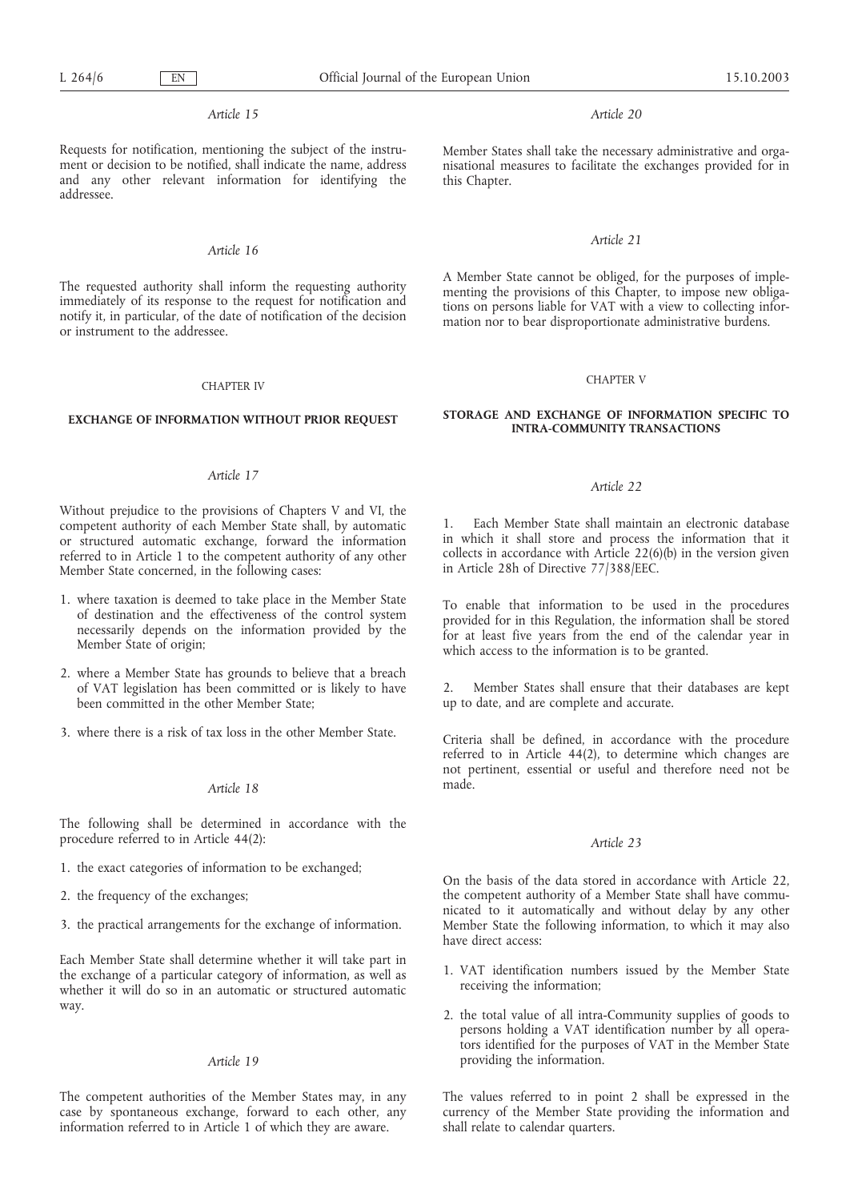*Article 15*

Requests for notification, mentioning the subject of the instrument or decision to be notified, shall indicate the name, address and any other relevant information for identifying the addressee.

*Article 16*

The requested authority shall inform the requesting authority immediately of its response to the request for notification and notify it, in particular, of the date of notification of the decision or instrument to the addressee.

CHAPTER IV

**EXCHANGE OF INFORMATION WITHOUT PRIOR REQUEST**

*Article 17*

Without prejudice to the provisions of Chapters V and VI, the competent authority of each Member State shall, by automatic or structured automatic exchange, forward the information referred to in Article 1 to the competent authority of any other Member State concerned, in the following cases:

1. where taxation is deemed to take place in the Member State of destination and the effectiveness of the control system necessarily depends on the information provided by the Member State of origin;
2. where a Member State has grounds to believe that a breach of VAT legislation has been committed or is likely to have been committed in the other Member State;
3. where there is a risk of tax loss in the other Member State.

*Article 18*

The following shall be determined in accordance with the procedure referred to in Article 44(2):

1. the exact categories of information to be exchanged;
2. the frequency of the exchanges;
3. the practical arrangements for the exchange of information.

Each Member State shall determine whether it will take part in the exchange of a particular category of information, as well as whether it will do so in an automatic or structured automatic way.

*Article 19*

The competent authorities of the Member States may, in any case by spontaneous exchange, forward to each other, any information referred to in Article 1 of which they are aware.

*Article 20*

Member States shall take the necessary administrative and organisational measures to facilitate the exchanges provided for in this Chapter.

*Article 21*

A Member State cannot be obliged, for the purposes of implementing the provisions of this Chapter, to impose new obligations on persons liable for VAT with a view to collecting information nor to bear disproportionate administrative burdens.

CHAPTER V

**STORAGE AND EXCHANGE OF INFORMATION SPECIFIC TO INTRA-COMMUNITY TRANSACTIONS**

*Article 22*

1. Each Member State shall maintain an electronic database in which it shall store and process the information that it collects in accordance with Article 22(6)(b) in the version given in Article 28h of Directive 77/388/EEC.

To enable that information to be used in the procedures provided for in this Regulation, the information shall be stored for at least five years from the end of the calendar year in which access to the information is to be granted.

2. Member States shall ensure that their databases are kept up to date, and are complete and accurate.

Criteria shall be defined, in accordance with the procedure referred to in Article 44(2), to determine which changes are not pertinent, essential or useful and therefore need not be made.

*Article 23*

On the basis of the data stored in accordance with Article 22, the competent authority of a Member State shall have communicated to it automatically and without delay by any other Member State the following information, to which it may also have direct access:

1. VAT identification numbers issued by the Member State receiving the information;
2. the total value of all intra-Community supplies of goods to persons holding a VAT identification number by all operators identified for the purposes of VAT in the Member State providing the information.

The values referred to in point 2 shall be expressed in the currency of the Member State providing the information and shall relate to calendar quarters.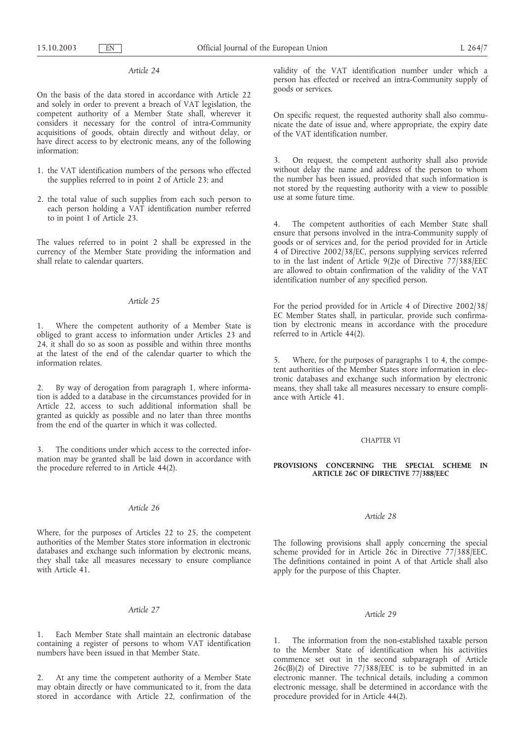*Article 24*

On the basis of the data stored in accordance with Article 22 and solely in order to prevent a breach of VAT legislation, the competent authority of a Member State shall, wherever it considers it necessary for the control of intra-Community acquisitions of goods, obtain directly and without delay, or have direct access to by electronic means, any of the following information:

1. the VAT identification numbers of the persons who effected the supplies referred to in point 2 of Article 23; and
2. the total value of such supplies from each such person to each person holding a VAT identification number referred to in point 1 of Article 23.

The values referred to in point 2 shall be expressed in the currency of the Member State providing the information and shall relate to calendar quarters.

*Article 25*

1. Where the competent authority of a Member State is obliged to grant access to information under Articles 23 and 24, it shall do so as soon as possible and within three months at the latest of the end of the calendar quarter to which the information relates.

2. By way of derogation from paragraph 1, where information is added to a database in the circumstances provided for in Article 22, access to such additional information shall be granted as quickly as possible and no later than three months from the end of the quarter in which it was collected.

3. The conditions under which access to the corrected information may be granted shall be laid down in accordance with the procedure referred to in Article 44(2).

*Article 26*

Where, for the purposes of Articles 22 to 25, the competent authorities of the Member States store information in electronic databases and exchange such information by electronic means, they shall take all measures necessary to ensure compliance with Article 41.

*Article 27*

1. Each Member State shall maintain an electronic database containing a register of persons to whom VAT identification numbers have been issued in that Member State.

2. At any time the competent authority of a Member State may obtain directly or have communicated to it, from the data stored in accordance with Article 22, confirmation of the validity of the VAT identification number under which a person has effected or received an intra-Community supply of goods or services.

On specific request, the requested authority shall also communicate the date of issue and, where appropriate, the expiry date of the VAT identification number.

3. On request, the competent authority shall also provide without delay the name and address of the person to whom the number has been issued, provided that such information is not stored by the requesting authority with a view to possible use at some future time.

4. The competent authorities of each Member State shall ensure that persons involved in the intra-Community supply of goods or of services and, for the period provided for in Article 4 of Directive 2002/38/EC, persons supplying services referred to in the last indent of Article 9(2)e of Directive 77/388/EEC are allowed to obtain confirmation of the validity of the VAT identification number of any specified person.

For the period provided for in Article 4 of Directive 2002/38/EC Member States shall, in particular, provide such confirmation by electronic means in accordance with the procedure referred to in Article 44(2).

5. Where, for the purposes of paragraphs 1 to 4, the competent authorities of the Member States store information in electronic databases and exchange such information by electronic means, they shall take all measures necessary to ensure compliance with Article 41.

CHAPTER VI

**PROVISIONS CONCERNING THE SPECIAL SCHEME IN ARTICLE 26C OF DIRECTIVE 77/388/EEC**

*Article 28*

The following provisions shall apply concerning the special scheme provided for in Article 26c in Directive 77/388/EEC. The definitions contained in point A of that Article shall also apply for the purpose of this Chapter.

*Article 29*

1. The information from the non-established taxable person to the Member State of identification when his activities commence set out in the second subparagraph of Article 26c(B)(2) of Directive 77/388/EEC is to be submitted in an electronic manner. The technical details, including a common electronic message, shall be determined in accordance with the procedure provided for in Article 44(2).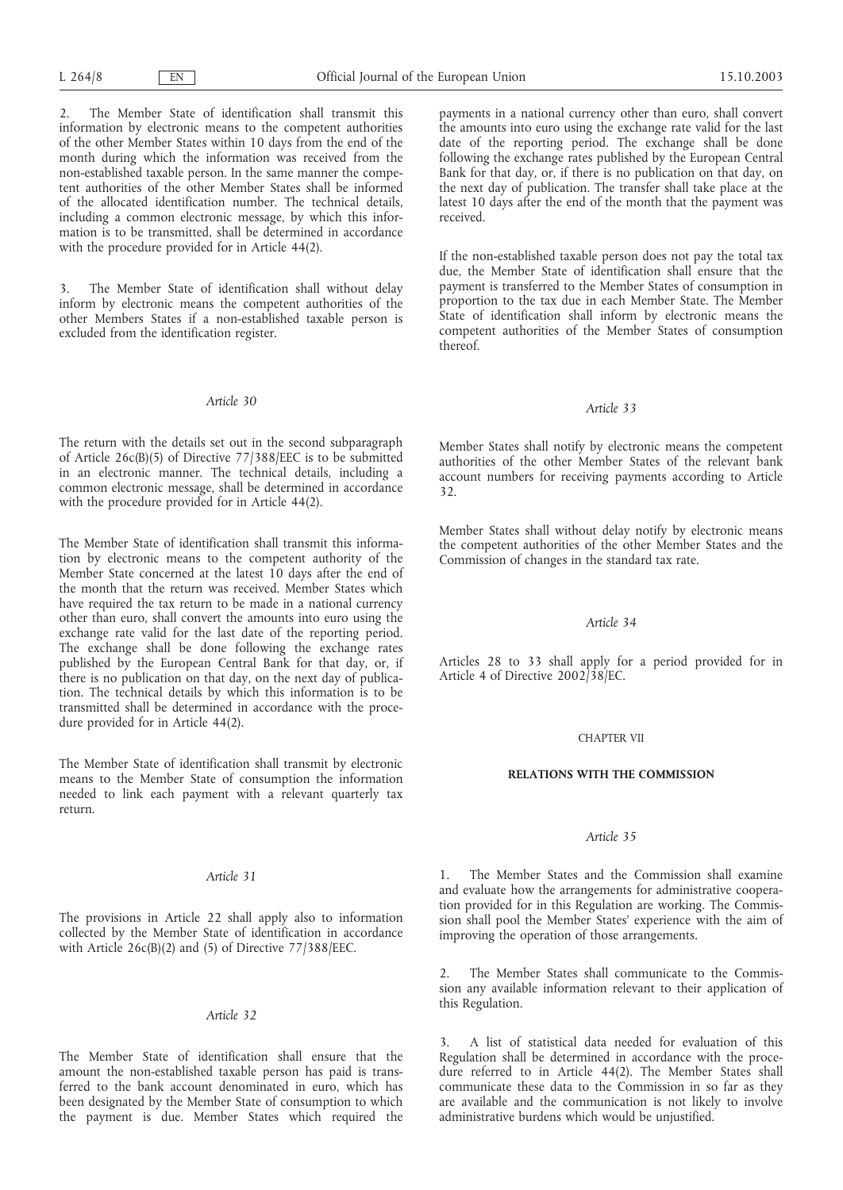2. The Member State of identification shall transmit this information by electronic means to the competent authorities of the other Member States within 10 days from the end of the month during which the information was received from the non-established taxable person. In the same manner the competent authorities of the other Member States shall be informed of the allocated identification number. The technical details, including a common electronic message, by which this information is to be transmitted, shall be determined in accordance with the procedure provided for in Article 44(2).

3. The Member State of identification shall without delay inform by electronic means the competent authorities of the other Members States if a non-established taxable person is excluded from the identification register.

*Article 30*

The return with the details set out in the second subparagraph of Article 26c(B)(5) of Directive 77/388/EEC is to be submitted in an electronic manner. The technical details, including a common electronic message, shall be determined in accordance with the procedure provided for in Article 44(2).

The Member State of identification shall transmit this information by electronic means to the competent authority of the Member State concerned at the latest 10 days after the end of the month that the return was received. Member States which have required the tax return to be made in a national currency other than euro, shall convert the amounts into euro using the exchange rate valid for the last date of the reporting period. The exchange shall be done following the exchange rates published by the European Central Bank for that day, or, if there is no publication on that day, on the next day of publication. The technical details by which this information is to be transmitted shall be determined in accordance with the procedure provided for in Article 44(2).

The Member State of identification shall transmit by electronic means to the Member State of consumption the information needed to link each payment with a relevant quarterly tax return.

*Article 31*

The provisions in Article 22 shall apply also to information collected by the Member State of identification in accordance with Article 26c(B)(2) and (5) of Directive 77/388/EEC.

*Article 32*

The Member State of identification shall ensure that the amount the non-established taxable person has paid is transferred to the bank account denominated in euro, which has been designated by the Member State of consumption to which the payment is due. Member States which required the payments in a national currency other than euro, shall convert the amounts into euro using the exchange rate valid for the last date of the reporting period. The exchange shall be done following the exchange rates published by the European Central Bank for that day, or, if there is no publication on that day, on the next day of publication. The transfer shall take place at the latest 10 days after the end of the month that the payment was received.

If the non-established taxable person does not pay the total tax due, the Member State of identification shall ensure that the payment is transferred to the Member States of consumption in proportion to the tax due in each Member State. The Member State of identification shall inform by electronic means the competent authorities of the Member States of consumption thereof.

*Article 33*

Member States shall notify by electronic means the competent authorities of the other Member States of the relevant bank account numbers for receiving payments according to Article 32.

Member States shall without delay notify by electronic means the competent authorities of the other Member States and the Commission of changes in the standard tax rate.

*Article 34*

Articles 28 to 33 shall apply for a period provided for in Article 4 of Directive 2002/38/EC.

CHAPTER VII

**RELATIONS WITH THE COMMISSION**

*Article 35*

1. The Member States and the Commission shall examine and evaluate how the arrangements for administrative cooperation provided for in this Regulation are working. The Commission shall pool the Member States' experience with the aim of improving the operation of those arrangements.

2. The Member States shall communicate to the Commission any available information relevant to their application of this Regulation.

3. A list of statistical data needed for evaluation of this Regulation shall be determined in accordance with the procedure referred to in Article 44(2). The Member States shall communicate these data to the Commission in so far as they are available and the communication is not likely to involve administrative burdens which would be unjustified.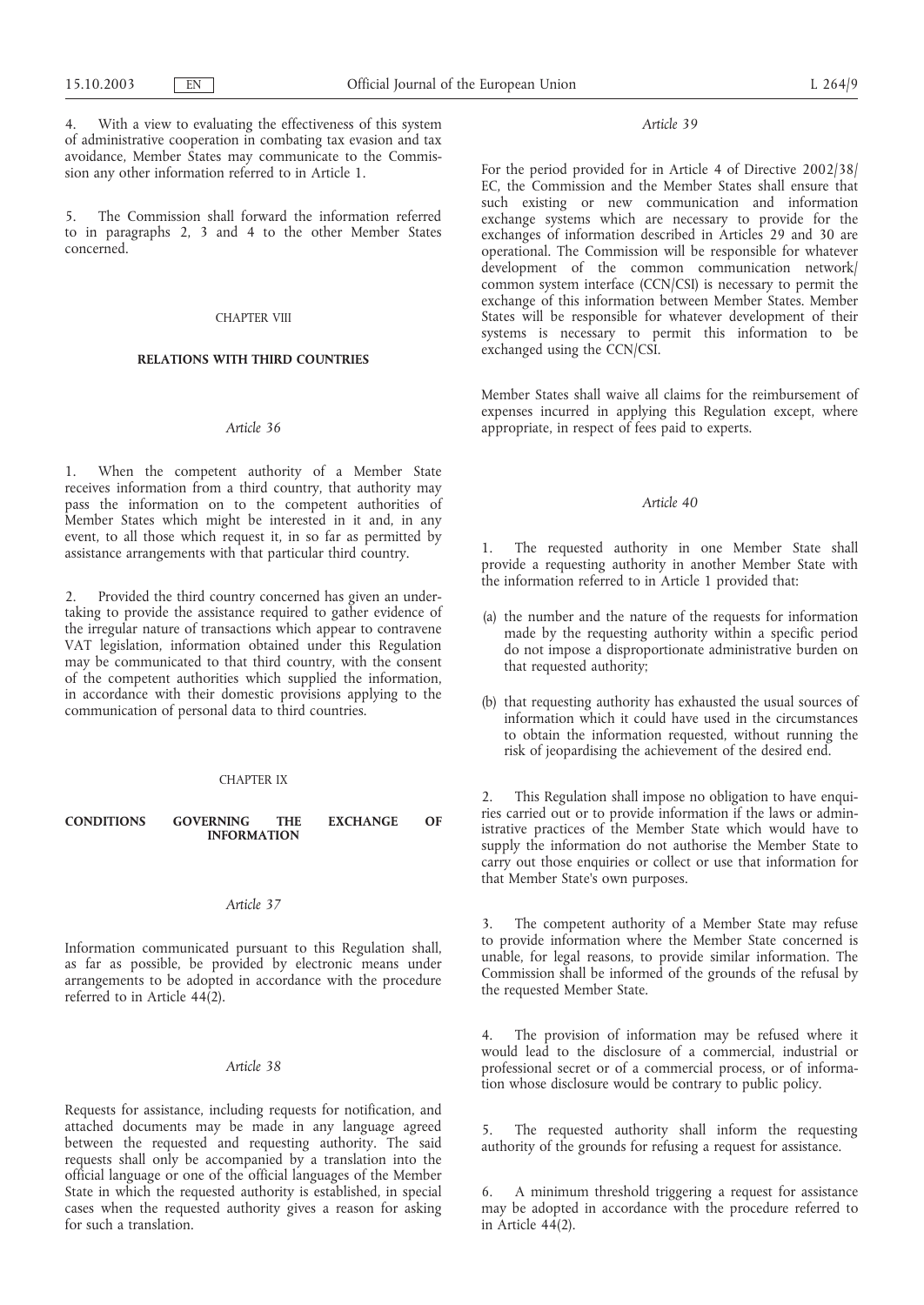4. With a view to evaluating the effectiveness of this system of administrative cooperation in combating tax evasion and tax avoidance, Member States may communicate to the Commission any other information referred to in Article 1.

5. The Commission shall forward the information referred to in paragraphs 2, 3 and 4 to the other Member States concerned.

## CHAPTER VIII

## RELATIONS WITH THIRD COUNTRIES

### *Article 36*

1. When the competent authority of a Member State receives information from a third country, that authority may pass the information on to the competent authorities of Member States which might be interested in it and, in any event, to all those which request it, in so far as permitted by assistance arrangements with that particular third country.

2. Provided the third country concerned has given an undertaking to provide the assistance required to gather evidence of the irregular nature of transactions which appear to contravene VAT legislation, information obtained under this Regulation may be communicated to that third country, with the consent of the competent authorities which supplied the information, in accordance with their domestic provisions applying to the communication of personal data to third countries.

## CHAPTER IX

## CONDITIONS GOVERNING THE EXCHANGE OF INFORMATION

### *Article 37*

Information communicated pursuant to this Regulation shall, as far as possible, be provided by electronic means under arrangements to be adopted in accordance with the procedure referred to in Article 44(2).

### *Article 38*

Requests for assistance, including requests for notification, and attached documents may be made in any language agreed between the requested and requesting authority. The said requests shall only be accompanied by a translation into the official language or one of the official languages of the Member State in which the requested authority is established, in special cases when the requested authority gives a reason for asking for such a translation.

### *Article 39*

For the period provided for in Article 4 of Directive 2002/38/EC, the Commission and the Member States shall ensure that such existing or new communication and information exchange systems which are necessary to provide for the exchanges of information described in Articles 29 and 30 are operational. The Commission will be responsible for whatever development of the common communication network/common system interface (CCN/CSI) is necessary to permit the exchange of this information between Member States. Member States will be responsible for whatever development of their systems is necessary to permit this information to be exchanged using the CCN/CSI.

Member States shall waive all claims for the reimbursement of expenses incurred in applying this Regulation except, where appropriate, in respect of fees paid to experts.

### *Article 40*

1. The requested authority in one Member State shall provide a requesting authority in another Member State with the information referred to in Article 1 provided that:

(a) the number and the nature of the requests for information made by the requesting authority within a specific period do not impose a disproportionate administrative burden on that requested authority;

(b) that requesting authority has exhausted the usual sources of information which it could have used in the circumstances to obtain the information requested, without running the risk of jeopardising the achievement of the desired end.

2. This Regulation shall impose no obligation to have enquiries carried out or to provide information if the laws or administrative practices of the Member State which would have to supply the information do not authorise the Member State to carry out those enquiries or collect or use that information for that Member State's own purposes.

3. The competent authority of a Member State may refuse to provide information where the Member State concerned is unable, for legal reasons, to provide similar information. The Commission shall be informed of the grounds of the refusal by the requested Member State.

4. The provision of information may be refused where it would lead to the disclosure of a commercial, industrial or professional secret or of a commercial process, or of information whose disclosure would be contrary to public policy.

5. The requested authority shall inform the requesting authority of the grounds for refusing a request for assistance.

6. A minimum threshold triggering a request for assistance may be adopted in accordance with the procedure referred to in Article 44(2).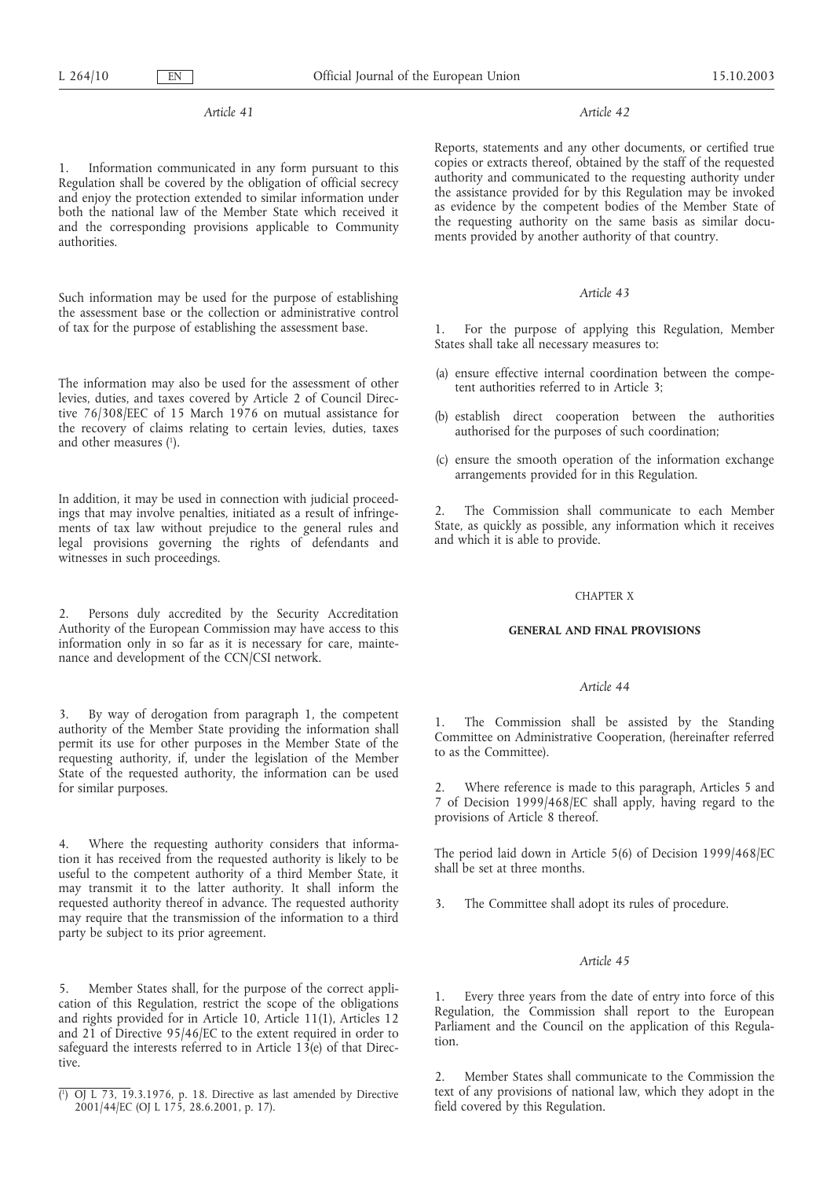*Article 41*

1. Information communicated in any form pursuant to this Regulation shall be covered by the obligation of official secrecy and enjoy the protection extended to similar information under both the national law of the Member State which received it and the corresponding provisions applicable to Community authorities.

Such information may be used for the purpose of establishing the assessment base or the collection or administrative control of tax for the purpose of establishing the assessment base.

The information may also be used for the assessment of other levies, duties, and taxes covered by Article 2 of Council Directive 76/308/EEC of 15 March 1976 on mutual assistance for the recovery of claims relating to certain levies, duties, taxes and other measures [1].

In addition, it may be used in connection with judicial proceedings that may involve penalties, initiated as a result of infringements of tax law without prejudice to the general rules and legal provisions governing the rights of defendants and witnesses in such proceedings.

2. Persons duly accredited by the Security Accreditation Authority of the European Commission may have access to this information only in so far as it is necessary for care, maintenance and development of the CCN/CSI network.

3. By way of derogation from paragraph 1, the competent authority of the Member State providing the information shall permit its use for other purposes in the Member State of the requesting authority, if, under the legislation of the Member State of the requested authority, the information can be used for similar purposes.

4. Where the requesting authority considers that information it has received from the requested authority is likely to be useful to the competent authority of a third Member State, it may transmit it to the latter authority. It shall inform the requested authority thereof in advance. The requested authority may require that the transmission of the information to a third party be subject to its prior agreement.

5. Member States shall, for the purpose of the correct application of this Regulation, restrict the scope of the obligations and rights provided for in Article 10, Article 11(1), Articles 12 and 21 of Directive 95/46/EC to the extent required in order to safeguard the interests referred to in Article 13(e) of that Directive.

[1] OJ L 73, 19.3.1976, p. 18. Directive as last amended by Directive 2001/44/EC (OJ L 175, 28.6.2001, p. 17).

*Article 42*

Reports, statements and any other documents, or certified true copies or extracts thereof, obtained by the staff of the requested authority and communicated to the requesting authority under the assistance provided for by this Regulation may be invoked as evidence by the competent bodies of the Member State of the requesting authority on the same basis as similar documents provided by another authority of that country.

*Article 43*

1. For the purpose of applying this Regulation, Member States shall take all necessary measures to:

(a) ensure effective internal coordination between the competent authorities referred to in Article 3;

(b) establish direct cooperation between the authorities authorised for the purposes of such coordination;

(c) ensure the smooth operation of the information exchange arrangements provided for in this Regulation.

2. The Commission shall communicate to each Member State, as quickly as possible, any information which it receives and which it is able to provide.

CHAPTER X

**GENERAL AND FINAL PROVISIONS**

*Article 44*

1. The Commission shall be assisted by the Standing Committee on Administrative Cooperation, (hereinafter referred to as the Committee).

2. Where reference is made to this paragraph, Articles 5 and 7 of Decision 1999/468/EC shall apply, having regard to the provisions of Article 8 thereof.

The period laid down in Article 5(6) of Decision 1999/468/EC shall be set at three months.

3. The Committee shall adopt its rules of procedure.

*Article 45*

1. Every three years from the date of entry into force of this Regulation, the Commission shall report to the European Parliament and the Council on the application of this Regulation.

2. Member States shall communicate to the Commission the text of any provisions of national law, which they adopt in the field covered by this Regulation.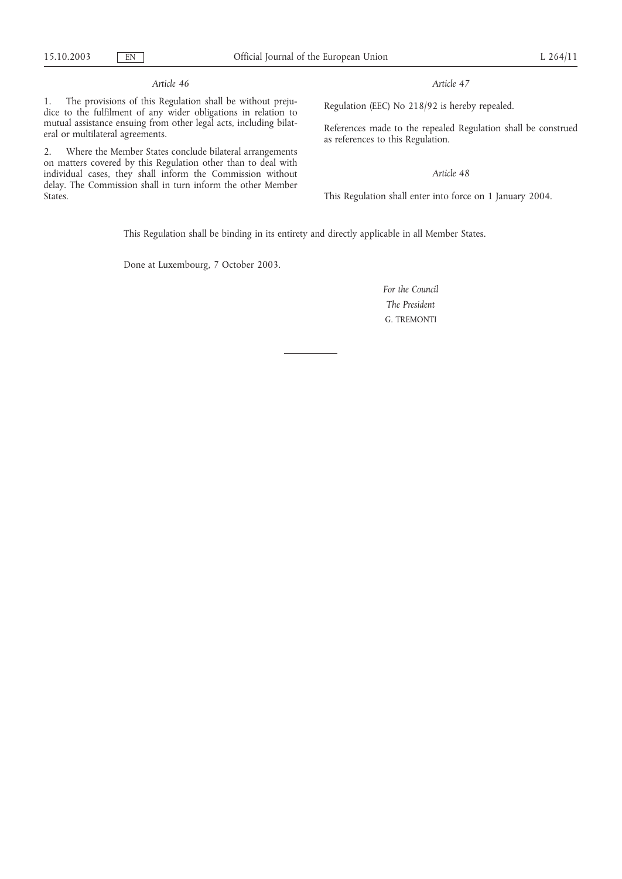*Article 46*

1. The provisions of this Regulation shall be without prejudice to the fulfilment of any wider obligations in relation to mutual assistance ensuing from other legal acts, including bilateral or multilateral agreements.

2. Where the Member States conclude bilateral arrangements on matters covered by this Regulation other than to deal with individual cases, they shall inform the Commission without delay. The Commission shall in turn inform the other Member States.

*Article 47*

Regulation (EEC) No 218/92 is hereby repealed.

References made to the repealed Regulation shall be construed as references to this Regulation.

*Article 48*

This Regulation shall enter into force on 1 January 2004.

This Regulation shall be binding in its entirety and directly applicable in all Member States.

Done at Luxembourg, 7 October 2003.

*For the Council*

*The President*

G. TREMONTI